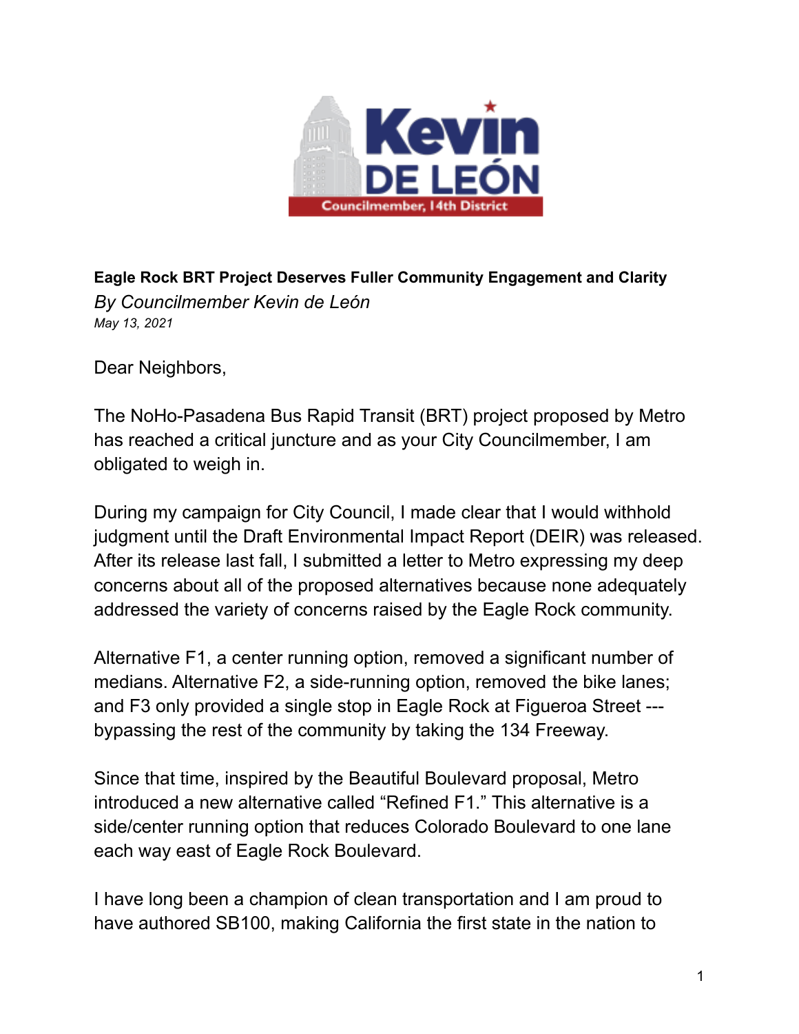**Kevin DE LEÓN**

**Councilmember, 14th District**

**Eagle Rock BRT Project Deserves Fuller Community Engagement and Clarity**

*By Councilmember Kevin de León*

*May 13, 2021*

Dear Neighbors,

The NoHo-Pasadena Bus Rapid Transit (BRT) project proposed by Metro has reached a critical juncture and as your City Councilmember, I am obligated to weigh in.

During my campaign for City Council, I made clear that I would withhold judgment until the Draft Environmental Impact Report (DEIR) was released. After its release last fall, I submitted a letter to Metro expressing my deep concerns about all of the proposed alternatives because none adequately addressed the variety of concerns raised by the Eagle Rock community.

Alternative F1, a center running option, removed a significant number of medians. Alternative F2, a side-running option, removed the bike lanes; and F3 only provided a single stop in Eagle Rock at Figueroa Street --- bypassing the rest of the community by taking the 134 Freeway.

Since that time, inspired by the Beautiful Boulevard proposal, Metro introduced a new alternative called "Refined F1." This alternative is a side/center running option that reduces Colorado Boulevard to one lane each way east of Eagle Rock Boulevard.

I have long been a champion of clean transportation and I am proud to have authored SB100, making California the first state in the nation to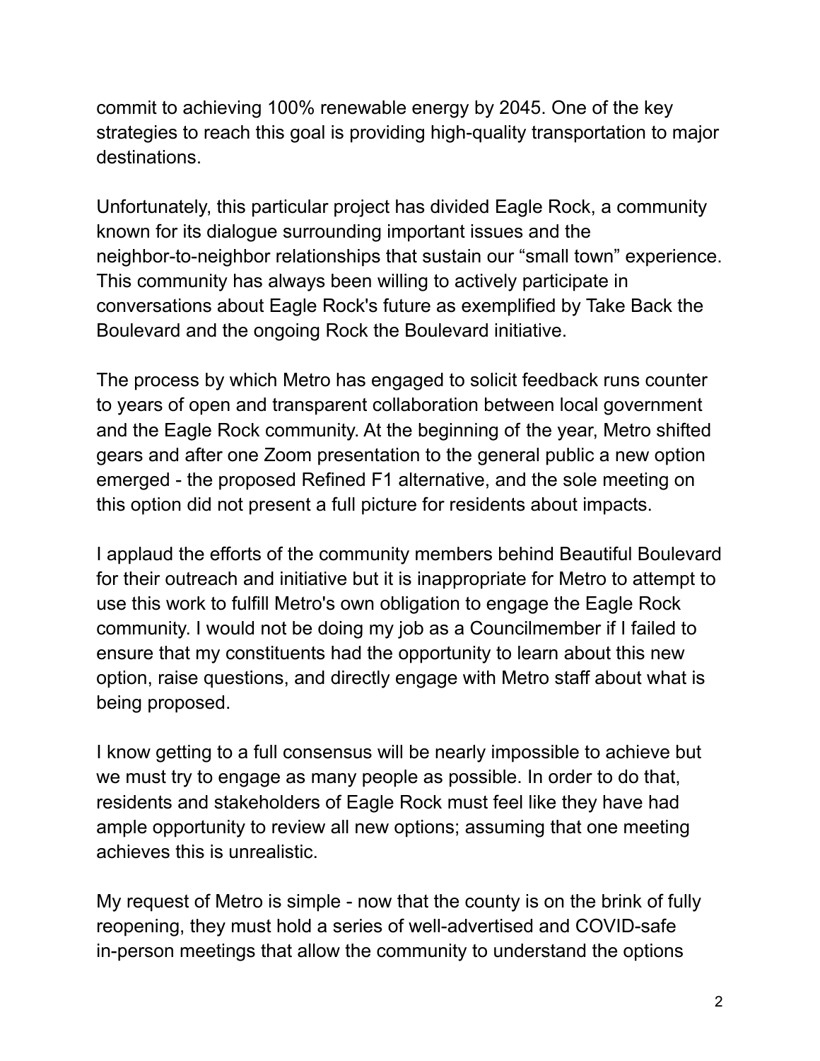commit to achieving 100% renewable energy by 2045. One of the key strategies to reach this goal is providing high-quality transportation to major destinations.

Unfortunately, this particular project has divided Eagle Rock, a community known for its dialogue surrounding important issues and the neighbor-to-neighbor relationships that sustain our "small town" experience. This community has always been willing to actively participate in conversations about Eagle Rock's future as exemplified by Take Back the Boulevard and the ongoing Rock the Boulevard initiative.

The process by which Metro has engaged to solicit feedback runs counter to years of open and transparent collaboration between local government and the Eagle Rock community. At the beginning of the year, Metro shifted gears and after one Zoom presentation to the general public a new option emerged - the proposed Refined F1 alternative, and the sole meeting on this option did not present a full picture for residents about impacts.

I applaud the efforts of the community members behind Beautiful Boulevard for their outreach and initiative but it is inappropriate for Metro to attempt to use this work to fulfill Metro's own obligation to engage the Eagle Rock community. I would not be doing my job as a Councilmember if I failed to ensure that my constituents had the opportunity to learn about this new option, raise questions, and directly engage with Metro staff about what is being proposed.

I know getting to a full consensus will be nearly impossible to achieve but we must try to engage as many people as possible. In order to do that, residents and stakeholders of Eagle Rock must feel like they have had ample opportunity to review all new options; assuming that one meeting achieves this is unrealistic.

My request of Metro is simple - now that the county is on the brink of fully reopening, they must hold a series of well-advertised and COVID-safe in-person meetings that allow the community to understand the options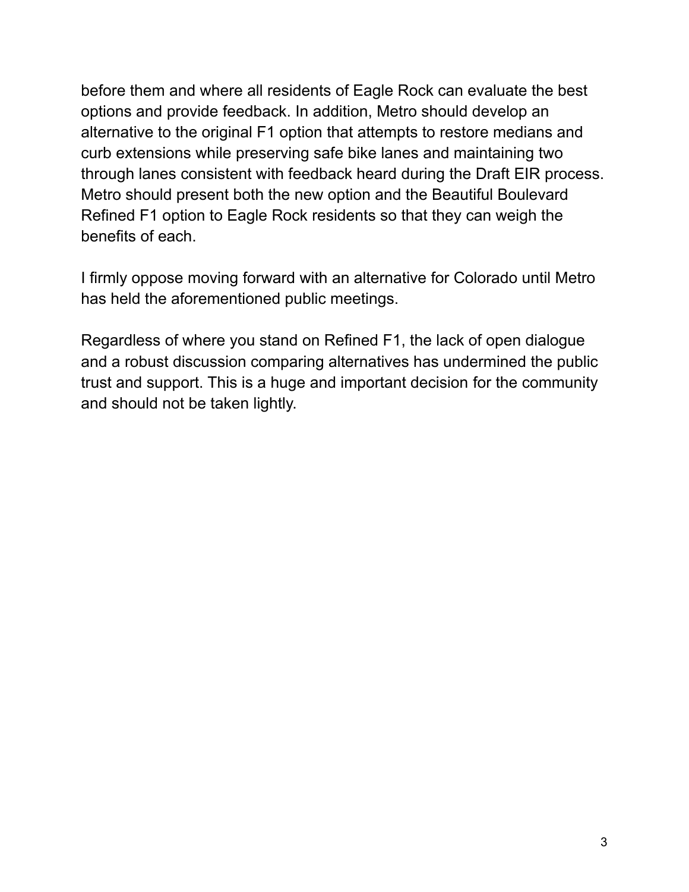before them and where all residents of Eagle Rock can evaluate the best options and provide feedback. In addition, Metro should develop an alternative to the original F1 option that attempts to restore medians and curb extensions while preserving safe bike lanes and maintaining two through lanes consistent with feedback heard during the Draft EIR process. Metro should present both the new option and the Beautiful Boulevard Refined F1 option to Eagle Rock residents so that they can weigh the benefits of each.

I firmly oppose moving forward with an alternative for Colorado until Metro has held the aforementioned public meetings.

Regardless of where you stand on Refined F1, the lack of open dialogue and a robust discussion comparing alternatives has undermined the public trust and support. This is a huge and important decision for the community and should not be taken lightly.